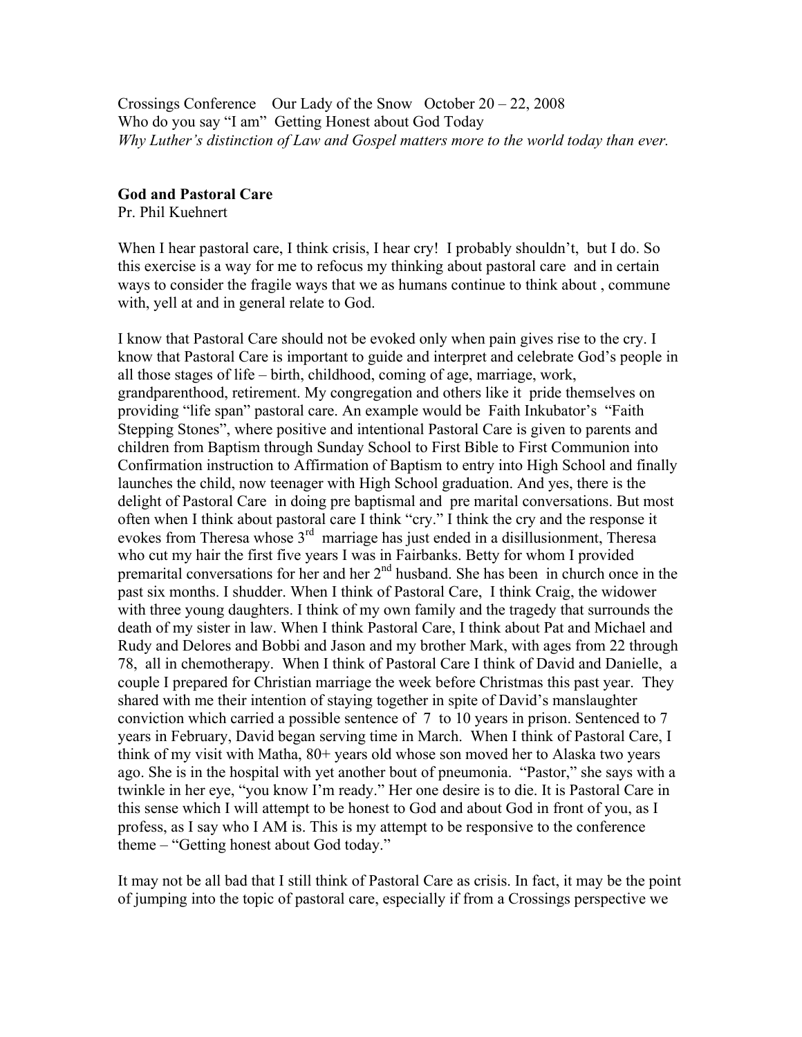Crossings Conference Our Lady of the Snow October 20 – 22, 2008
Who do you say "I am" Getting Honest about God Today
*Why Luther's distinction of Law and Gospel matters more to the world today than ever.*

**God and Pastoral Care**
Pr. Phil Kuehnert

When I hear pastoral care, I think crisis, I hear cry! I probably shouldn't, but I do. So this exercise is a way for me to refocus my thinking about pastoral care and in certain ways to consider the fragile ways that we as humans continue to think about , commune with, yell at and in general relate to God.

I know that Pastoral Care should not be evoked only when pain gives rise to the cry. I know that Pastoral Care is important to guide and interpret and celebrate God's people in all those stages of life – birth, childhood, coming of age, marriage, work, grandparenthood, retirement. My congregation and others like it pride themselves on providing "life span" pastoral care. An example would be Faith Inkubator's "Faith Stepping Stones", where positive and intentional Pastoral Care is given to parents and children from Baptism through Sunday School to First Bible to First Communion into Confirmation instruction to Affirmation of Baptism to entry into High School and finally launches the child, now teenager with High School graduation. And yes, there is the delight of Pastoral Care in doing pre baptismal and pre marital conversations. But most often when I think about pastoral care I think "cry." I think the cry and the response it evokes from Theresa whose 3rd marriage has just ended in a disillusionment, Theresa who cut my hair the first five years I was in Fairbanks. Betty for whom I provided premarital conversations for her and her 2nd husband. She has been in church once in the past six months. I shudder. When I think of Pastoral Care, I think Craig, the widower with three young daughters. I think of my own family and the tragedy that surrounds the death of my sister in law. When I think Pastoral Care, I think about Pat and Michael and Rudy and Delores and Bobbi and Jason and my brother Mark, with ages from 22 through 78, all in chemotherapy. When I think of Pastoral Care I think of David and Danielle, a couple I prepared for Christian marriage the week before Christmas this past year. They shared with me their intention of staying together in spite of David's manslaughter conviction which carried a possible sentence of 7 to 10 years in prison. Sentenced to 7 years in February, David began serving time in March. When I think of Pastoral Care, I think of my visit with Matha, 80+ years old whose son moved her to Alaska two years ago. She is in the hospital with yet another bout of pneumonia. "Pastor," she says with a twinkle in her eye, "you know I'm ready." Her one desire is to die. It is Pastoral Care in this sense which I will attempt to be honest to God and about God in front of you, as I profess, as I say who I AM is. This is my attempt to be responsive to the conference theme – "Getting honest about God today."

It may not be all bad that I still think of Pastoral Care as crisis. In fact, it may be the point of jumping into the topic of pastoral care, especially if from a Crossings perspective we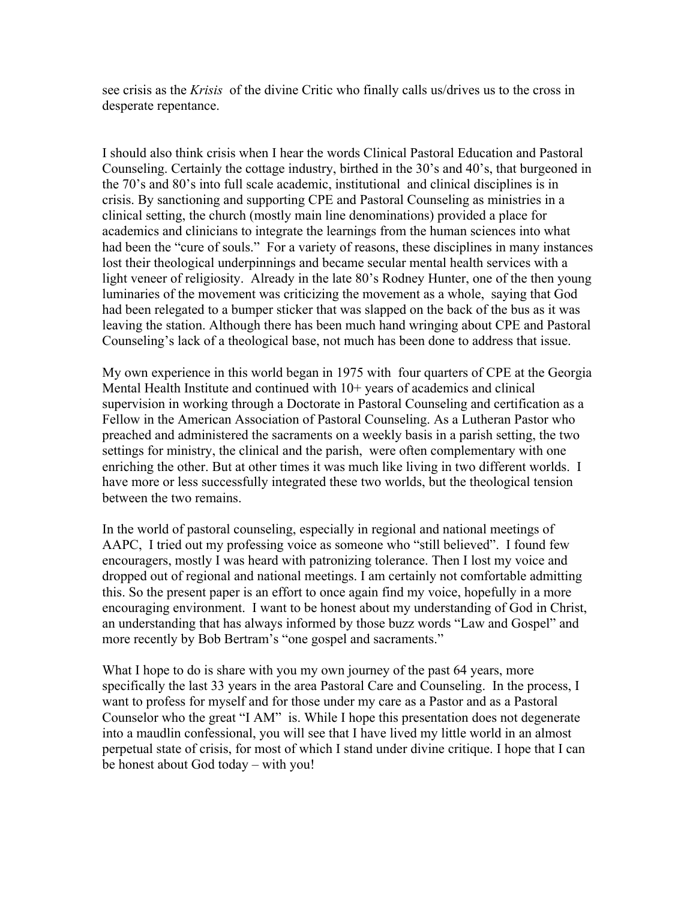see crisis as the *Krisis* of the divine Critic who finally calls us/drives us to the cross in desperate repentance.

I should also think crisis when I hear the words Clinical Pastoral Education and Pastoral Counseling. Certainly the cottage industry, birthed in the 30's and 40's, that burgeoned in the 70's and 80's into full scale academic, institutional and clinical disciplines is in crisis. By sanctioning and supporting CPE and Pastoral Counseling as ministries in a clinical setting, the church (mostly main line denominations) provided a place for academics and clinicians to integrate the learnings from the human sciences into what had been the "cure of souls." For a variety of reasons, these disciplines in many instances lost their theological underpinnings and became secular mental health services with a light veneer of religiosity. Already in the late 80's Rodney Hunter, one of the then young luminaries of the movement was criticizing the movement as a whole, saying that God had been relegated to a bumper sticker that was slapped on the back of the bus as it was leaving the station. Although there has been much hand wringing about CPE and Pastoral Counseling's lack of a theological base, not much has been done to address that issue.

My own experience in this world began in 1975 with four quarters of CPE at the Georgia Mental Health Institute and continued with 10+ years of academics and clinical supervision in working through a Doctorate in Pastoral Counseling and certification as a Fellow in the American Association of Pastoral Counseling. As a Lutheran Pastor who preached and administered the sacraments on a weekly basis in a parish setting, the two settings for ministry, the clinical and the parish, were often complementary with one enriching the other. But at other times it was much like living in two different worlds. I have more or less successfully integrated these two worlds, but the theological tension between the two remains.

In the world of pastoral counseling, especially in regional and national meetings of AAPC, I tried out my professing voice as someone who "still believed". I found few encouragers, mostly I was heard with patronizing tolerance. Then I lost my voice and dropped out of regional and national meetings. I am certainly not comfortable admitting this. So the present paper is an effort to once again find my voice, hopefully in a more encouraging environment. I want to be honest about my understanding of God in Christ, an understanding that has always informed by those buzz words "Law and Gospel" and more recently by Bob Bertram's "one gospel and sacraments."

What I hope to do is share with you my own journey of the past 64 years, more specifically the last 33 years in the area Pastoral Care and Counseling. In the process, I want to profess for myself and for those under my care as a Pastor and as a Pastoral Counselor who the great "I AM" is. While I hope this presentation does not degenerate into a maudlin confessional, you will see that I have lived my little world in an almost perpetual state of crisis, for most of which I stand under divine critique. I hope that I can be honest about God today – with you!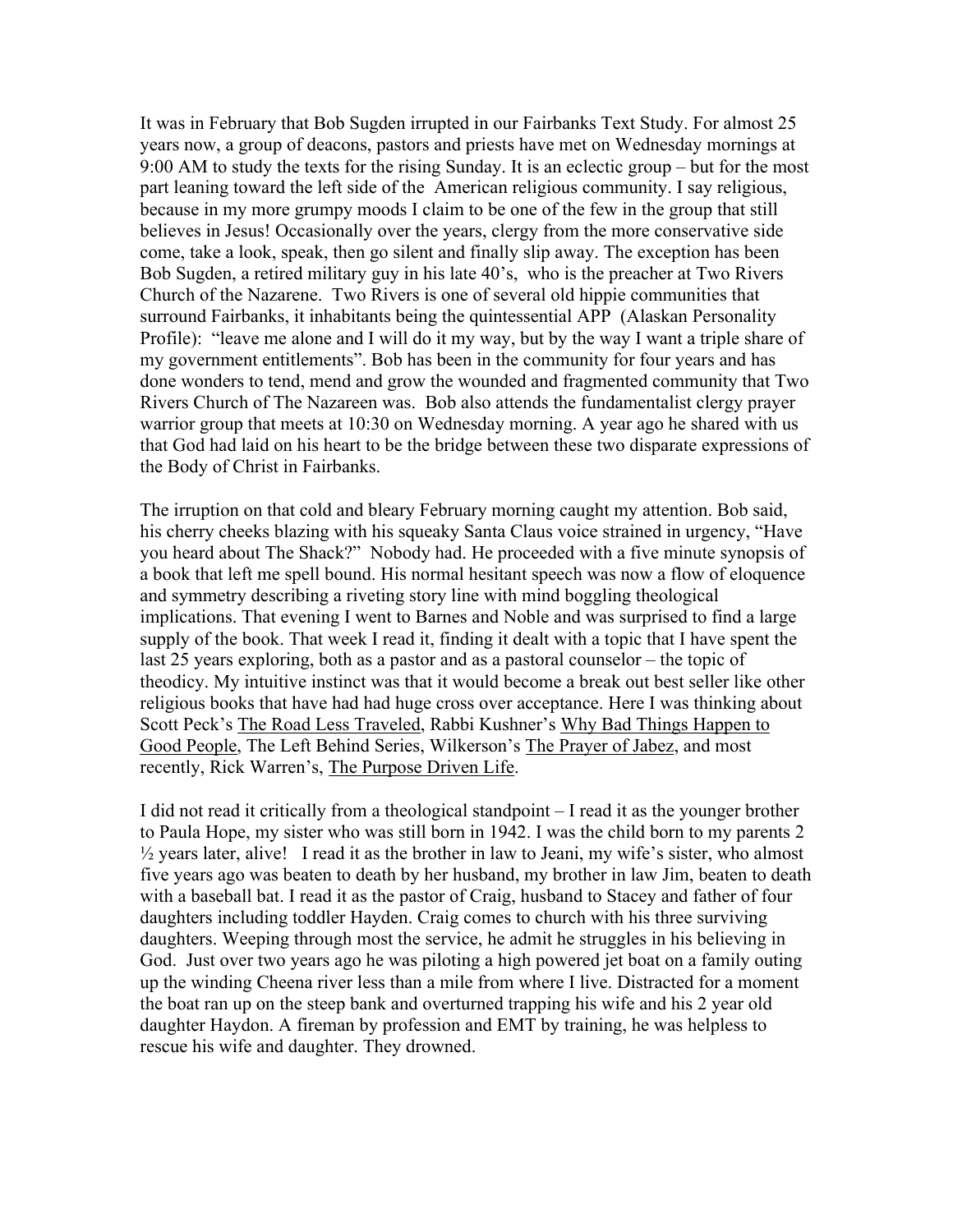It was in February that Bob Sugden irrupted in our Fairbanks Text Study. For almost 25 years now, a group of deacons, pastors and priests have met on Wednesday mornings at 9:00 AM to study the texts for the rising Sunday. It is an eclectic group – but for the most part leaning toward the left side of the American religious community. I say religious, because in my more grumpy moods I claim to be one of the few in the group that still believes in Jesus! Occasionally over the years, clergy from the more conservative side come, take a look, speak, then go silent and finally slip away. The exception has been Bob Sugden, a retired military guy in his late 40's, who is the preacher at Two Rivers Church of the Nazarene. Two Rivers is one of several old hippie communities that surround Fairbanks, it inhabitants being the quintessential APP (Alaskan Personality Profile): "leave me alone and I will do it my way, but by the way I want a triple share of my government entitlements". Bob has been in the community for four years and has done wonders to tend, mend and grow the wounded and fragmented community that Two Rivers Church of The Nazareen was. Bob also attends the fundamentalist clergy prayer warrior group that meets at 10:30 on Wednesday morning. A year ago he shared with us that God had laid on his heart to be the bridge between these two disparate expressions of the Body of Christ in Fairbanks.

The irruption on that cold and bleary February morning caught my attention. Bob said, his cherry cheeks blazing with his squeaky Santa Claus voice strained in urgency, "Have you heard about The Shack?" Nobody had. He proceeded with a five minute synopsis of a book that left me spell bound. His normal hesitant speech was now a flow of eloquence and symmetry describing a riveting story line with mind boggling theological implications. That evening I went to Barnes and Noble and was surprised to find a large supply of the book. That week I read it, finding it dealt with a topic that I have spent the last 25 years exploring, both as a pastor and as a pastoral counselor – the topic of theodicy. My intuitive instinct was that it would become a break out best seller like other religious books that have had had huge cross over acceptance. Here I was thinking about Scott Peck's The Road Less Traveled, Rabbi Kushner's Why Bad Things Happen to Good People, The Left Behind Series, Wilkerson's The Prayer of Jabez, and most recently, Rick Warren's, The Purpose Driven Life.

I did not read it critically from a theological standpoint – I read it as the younger brother to Paula Hope, my sister who was still born in 1942. I was the child born to my parents 2 ½ years later, alive! I read it as the brother in law to Jeani, my wife's sister, who almost five years ago was beaten to death by her husband, my brother in law Jim, beaten to death with a baseball bat. I read it as the pastor of Craig, husband to Stacey and father of four daughters including toddler Hayden. Craig comes to church with his three surviving daughters. Weeping through most the service, he admit he struggles in his believing in God. Just over two years ago he was piloting a high powered jet boat on a family outing up the winding Cheena river less than a mile from where I live. Distracted for a moment the boat ran up on the steep bank and overturned trapping his wife and his 2 year old daughter Haydon. A fireman by profession and EMT by training, he was helpless to rescue his wife and daughter. They drowned.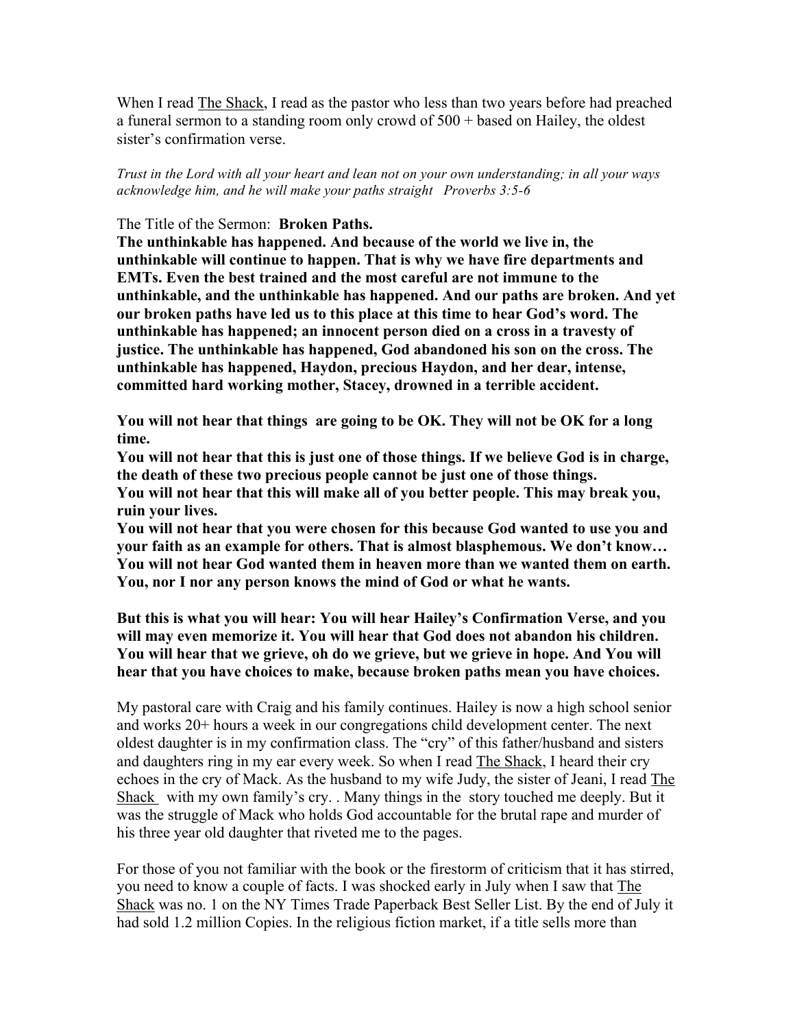When I read <u>The Shack</u>, I read as the pastor who less than two years before had preached a funeral sermon to a standing room only crowd of 500 + based on Hailey, the oldest sister's confirmation verse.

*Trust in the Lord with all your heart and lean not on your own understanding; in all your ways acknowledge him, and he will make your paths straight Proverbs 3:5-6*

The Title of the Sermon: **Broken Paths.**

**The unthinkable has happened. And because of the world we live in, the unthinkable will continue to happen. That is why we have fire departments and EMTs. Even the best trained and the most careful are not immune to the unthinkable, and the unthinkable has happened. And our paths are broken. And yet our broken paths have led us to this place at this time to hear God's word. The unthinkable has happened; an innocent person died on a cross in a travesty of justice. The unthinkable has happened, God abandoned his son on the cross. The unthinkable has happened, Haydon, precious Haydon, and her dear, intense, committed hard working mother, Stacey, drowned in a terrible accident.**

**You will not hear that things are going to be OK. They will not be OK for a long time.**
**You will not hear that this is just one of those things. If we believe God is in charge, the death of these two precious people cannot be just one of those things.**
**You will not hear that this will make all of you better people. This may break you, ruin your lives.**
**You will not hear that you were chosen for this because God wanted to use you and your faith as an example for others. That is almost blasphemous. We don't know…**
**You will not hear God wanted them in heaven more than we wanted them on earth. You, nor I nor any person knows the mind of God or what he wants.**

**But this is what you will hear: You will hear Hailey's Confirmation Verse, and you will may even memorize it. You will hear that God does not abandon his children. You will hear that we grieve, oh do we grieve, but we grieve in hope. And You will hear that you have choices to make, because broken paths mean you have choices.**

My pastoral care with Craig and his family continues. Hailey is now a high school senior and works 20+ hours a week in our congregations child development center. The next oldest daughter is in my confirmation class. The "cry" of this father/husband and sisters and daughters ring in my ear every week. So when I read <u>The Shack</u>, I heard their cry echoes in the cry of Mack. As the husband to my wife Judy, the sister of Jeani, I read <u>The Shack</u> with my own family's cry. . Many things in the story touched me deeply. But it was the struggle of Mack who holds God accountable for the brutal rape and murder of his three year old daughter that riveted me to the pages.

For those of you not familiar with the book or the firestorm of criticism that it has stirred, you need to know a couple of facts. I was shocked early in July when I saw that <u>The Shack</u> was no. 1 on the NY Times Trade Paperback Best Seller List. By the end of July it had sold 1.2 million Copies. In the religious fiction market, if a title sells more than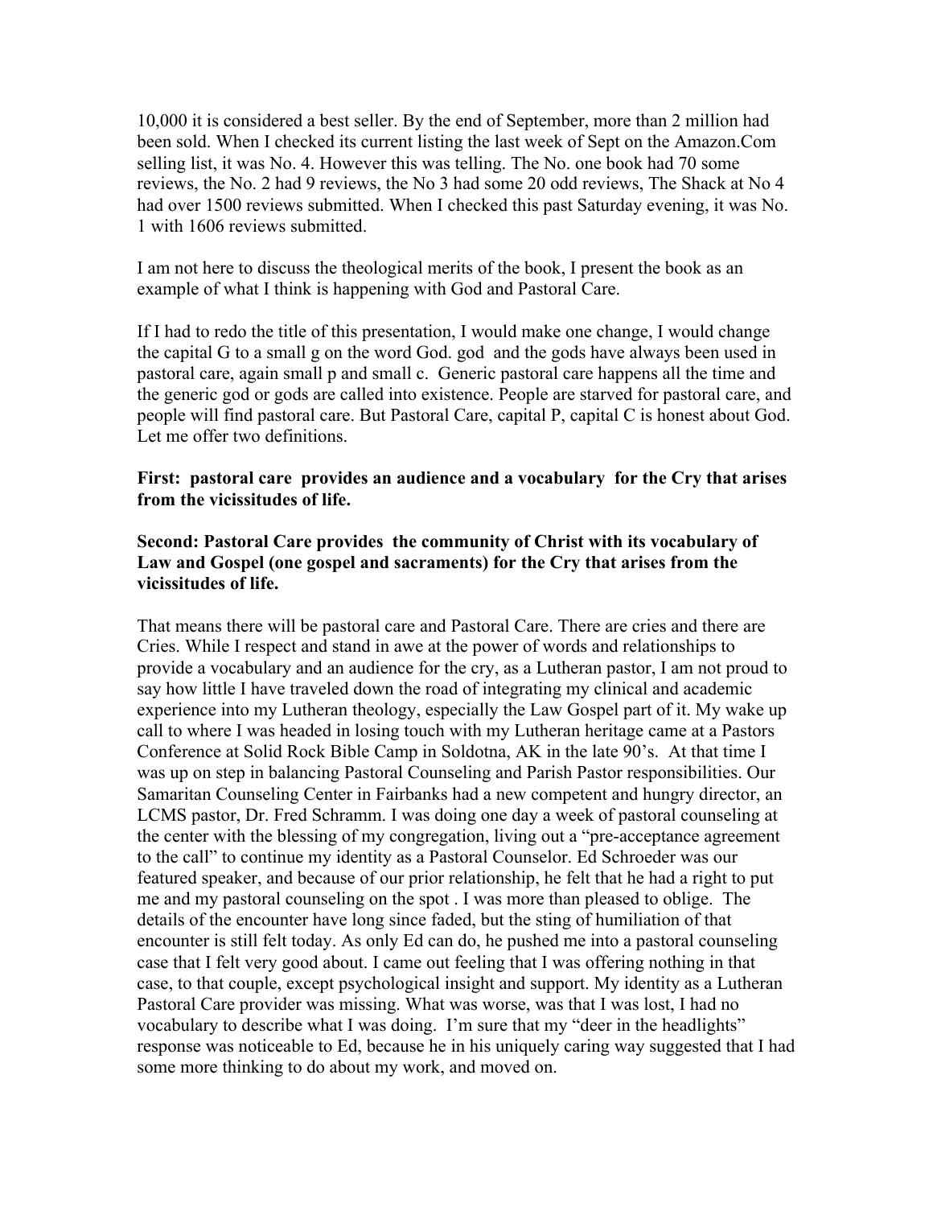10,000 it is considered a best seller. By the end of September, more than 2 million had been sold. When I checked its current listing the last week of Sept on the Amazon.Com selling list, it was No. 4. However this was telling. The No. one book had 70 some reviews, the No. 2 had 9 reviews, the No 3 had some 20 odd reviews, The Shack at No 4 had over 1500 reviews submitted. When I checked this past Saturday evening, it was No. 1 with 1606 reviews submitted.

I am not here to discuss the theological merits of the book, I present the book as an example of what I think is happening with God and Pastoral Care.

If I had to redo the title of this presentation, I would make one change, I would change the capital G to a small g on the word God. god and the gods have always been used in pastoral care, again small p and small c. Generic pastoral care happens all the time and the generic god or gods are called into existence. People are starved for pastoral care, and people will find pastoral care. But Pastoral Care, capital P, capital C is honest about God. Let me offer two definitions.

**First: pastoral care provides an audience and a vocabulary for the Cry that arises from the vicissitudes of life.**

**Second: Pastoral Care provides the community of Christ with its vocabulary of Law and Gospel (one gospel and sacraments) for the Cry that arises from the vicissitudes of life.**

That means there will be pastoral care and Pastoral Care. There are cries and there are Cries. While I respect and stand in awe at the power of words and relationships to provide a vocabulary and an audience for the cry, as a Lutheran pastor, I am not proud to say how little I have traveled down the road of integrating my clinical and academic experience into my Lutheran theology, especially the Law Gospel part of it. My wake up call to where I was headed in losing touch with my Lutheran heritage came at a Pastors Conference at Solid Rock Bible Camp in Soldotna, AK in the late 90's. At that time I was up on step in balancing Pastoral Counseling and Parish Pastor responsibilities. Our Samaritan Counseling Center in Fairbanks had a new competent and hungry director, an LCMS pastor, Dr. Fred Schramm. I was doing one day a week of pastoral counseling at the center with the blessing of my congregation, living out a "pre-acceptance agreement to the call" to continue my identity as a Pastoral Counselor. Ed Schroeder was our featured speaker, and because of our prior relationship, he felt that he had a right to put me and my pastoral counseling on the spot . I was more than pleased to oblige. The details of the encounter have long since faded, but the sting of humiliation of that encounter is still felt today. As only Ed can do, he pushed me into a pastoral counseling case that I felt very good about. I came out feeling that I was offering nothing in that case, to that couple, except psychological insight and support. My identity as a Lutheran Pastoral Care provider was missing. What was worse, was that I was lost, I had no vocabulary to describe what I was doing. I'm sure that my "deer in the headlights" response was noticeable to Ed, because he in his uniquely caring way suggested that I had some more thinking to do about my work, and moved on.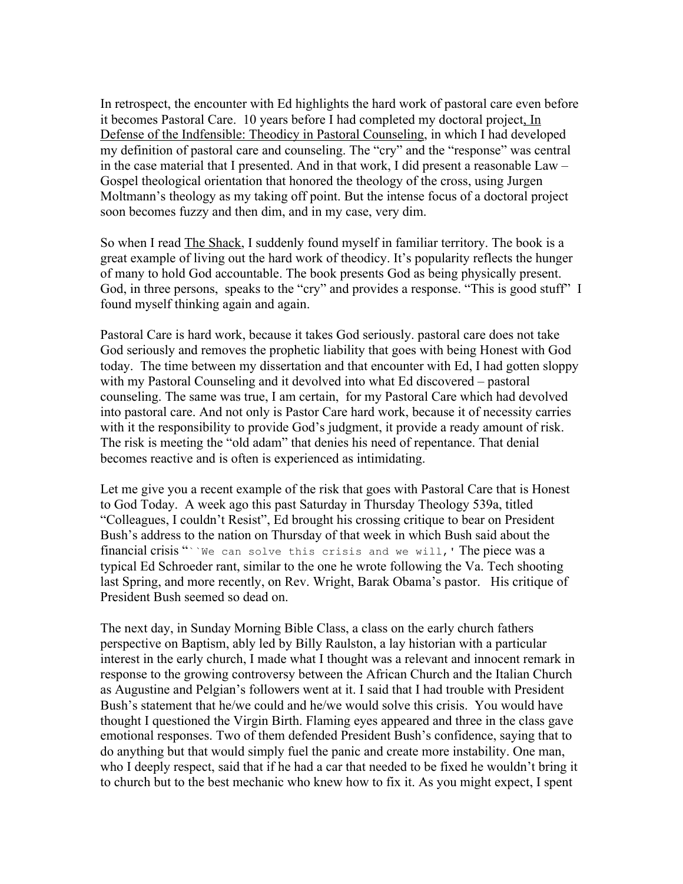In retrospect, the encounter with Ed highlights the hard work of pastoral care even before it becomes Pastoral Care. 10 years before I had completed my doctoral project, In Defense of the Indfensible: Theodicy in Pastoral Counseling, in which I had developed my definition of pastoral care and counseling. The "cry" and the "response" was central in the case material that I presented. And in that work, I did present a reasonable Law – Gospel theological orientation that honored the theology of the cross, using Jurgen Moltmann's theology as my taking off point. But the intense focus of a doctoral project soon becomes fuzzy and then dim, and in my case, very dim.

So when I read The Shack, I suddenly found myself in familiar territory. The book is a great example of living out the hard work of theodicy. It's popularity reflects the hunger of many to hold God accountable. The book presents God as being physically present. God, in three persons, speaks to the "cry" and provides a response. "This is good stuff" I found myself thinking again and again.

Pastoral Care is hard work, because it takes God seriously. pastoral care does not take God seriously and removes the prophetic liability that goes with being Honest with God today. The time between my dissertation and that encounter with Ed, I had gotten sloppy with my Pastoral Counseling and it devolved into what Ed discovered – pastoral counseling. The same was true, I am certain, for my Pastoral Care which had devolved into pastoral care. And not only is Pastor Care hard work, because it of necessity carries with it the responsibility to provide God's judgment, it provide a ready amount of risk. The risk is meeting the "old adam" that denies his need of repentance. That denial becomes reactive and is often is experienced as intimidating.

Let me give you a recent example of the risk that goes with Pastoral Care that is Honest to God Today. A week ago this past Saturday in Thursday Theology 539a, titled "Colleagues, I couldn't Resist", Ed brought his crossing critique to bear on President Bush's address to the nation on Thursday of that week in which Bush said about the financial crisis "``We can solve this crisis and we will,' The piece was a typical Ed Schroeder rant, similar to the one he wrote following the Va. Tech shooting last Spring, and more recently, on Rev. Wright, Barak Obama's pastor. His critique of President Bush seemed so dead on.

The next day, in Sunday Morning Bible Class, a class on the early church fathers perspective on Baptism, ably led by Billy Raulston, a lay historian with a particular interest in the early church, I made what I thought was a relevant and innocent remark in response to the growing controversy between the African Church and the Italian Church as Augustine and Pelgian's followers went at it. I said that I had trouble with President Bush's statement that he/we could and he/we would solve this crisis. You would have thought I questioned the Virgin Birth. Flaming eyes appeared and three in the class gave emotional responses. Two of them defended President Bush's confidence, saying that to do anything but that would simply fuel the panic and create more instability. One man, who I deeply respect, said that if he had a car that needed to be fixed he wouldn't bring it to church but to the best mechanic who knew how to fix it. As you might expect, I spent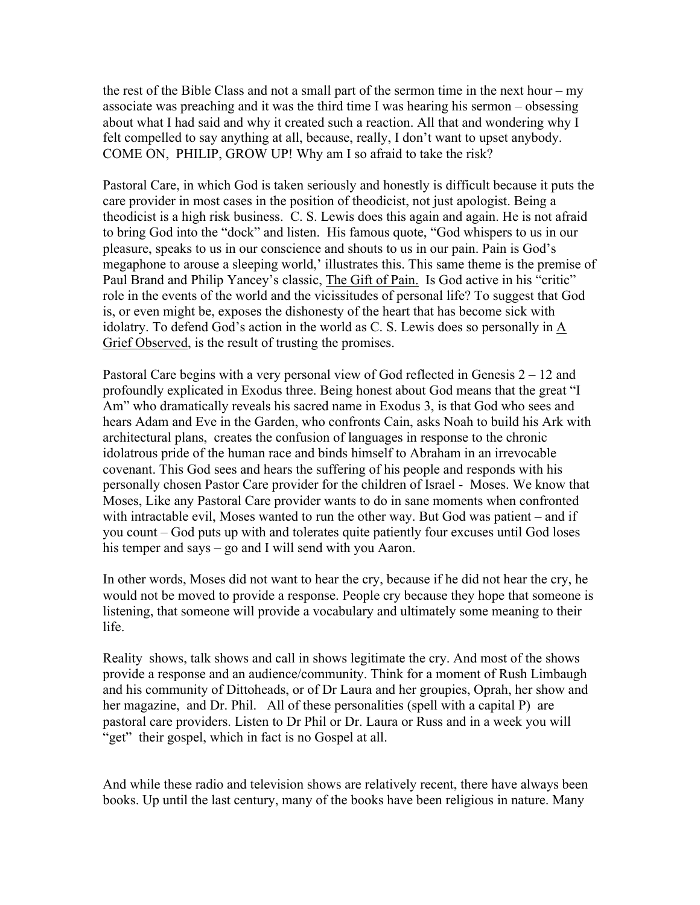the rest of the Bible Class and not a small part of the sermon time in the next hour – my associate was preaching and it was the third time I was hearing his sermon – obsessing about what I had said and why it created such a reaction. All that and wondering why I felt compelled to say anything at all, because, really, I don't want to upset anybody. COME ON, PHILIP, GROW UP! Why am I so afraid to take the risk?

Pastoral Care, in which God is taken seriously and honestly is difficult because it puts the care provider in most cases in the position of theodicist, not just apologist. Being a theodicist is a high risk business. C. S. Lewis does this again and again. He is not afraid to bring God into the "dock" and listen. His famous quote, "God whispers to us in our pleasure, speaks to us in our conscience and shouts to us in our pain. Pain is God's megaphone to arouse a sleeping world,' illustrates this. This same theme is the premise of Paul Brand and Philip Yancey's classic, <u>The Gift of Pain.</u> Is God active in his "critic" role in the events of the world and the vicissitudes of personal life? To suggest that God is, or even might be, exposes the dishonesty of the heart that has become sick with idolatry. To defend God's action in the world as C. S. Lewis does so personally in <u>A Grief Observed</u>, is the result of trusting the promises.

Pastoral Care begins with a very personal view of God reflected in Genesis 2 – 12 and profoundly explicated in Exodus three. Being honest about God means that the great "I Am" who dramatically reveals his sacred name in Exodus 3, is that God who sees and hears Adam and Eve in the Garden, who confronts Cain, asks Noah to build his Ark with architectural plans, creates the confusion of languages in response to the chronic idolatrous pride of the human race and binds himself to Abraham in an irrevocable covenant. This God sees and hears the suffering of his people and responds with his personally chosen Pastor Care provider for the children of Israel - Moses. We know that Moses, Like any Pastoral Care provider wants to do in sane moments when confronted with intractable evil, Moses wanted to run the other way. But God was patient – and if you count – God puts up with and tolerates quite patiently four excuses until God loses his temper and says – go and I will send with you Aaron.

In other words, Moses did not want to hear the cry, because if he did not hear the cry, he would not be moved to provide a response. People cry because they hope that someone is listening, that someone will provide a vocabulary and ultimately some meaning to their life.

Reality shows, talk shows and call in shows legitimate the cry. And most of the shows provide a response and an audience/community. Think for a moment of Rush Limbaugh and his community of Dittoheads, or of Dr Laura and her groupies, Oprah, her show and her magazine, and Dr. Phil. All of these personalities (spell with a capital P) are pastoral care providers. Listen to Dr Phil or Dr. Laura or Russ and in a week you will "get" their gospel, which in fact is no Gospel at all.

And while these radio and television shows are relatively recent, there have always been books. Up until the last century, many of the books have been religious in nature. Many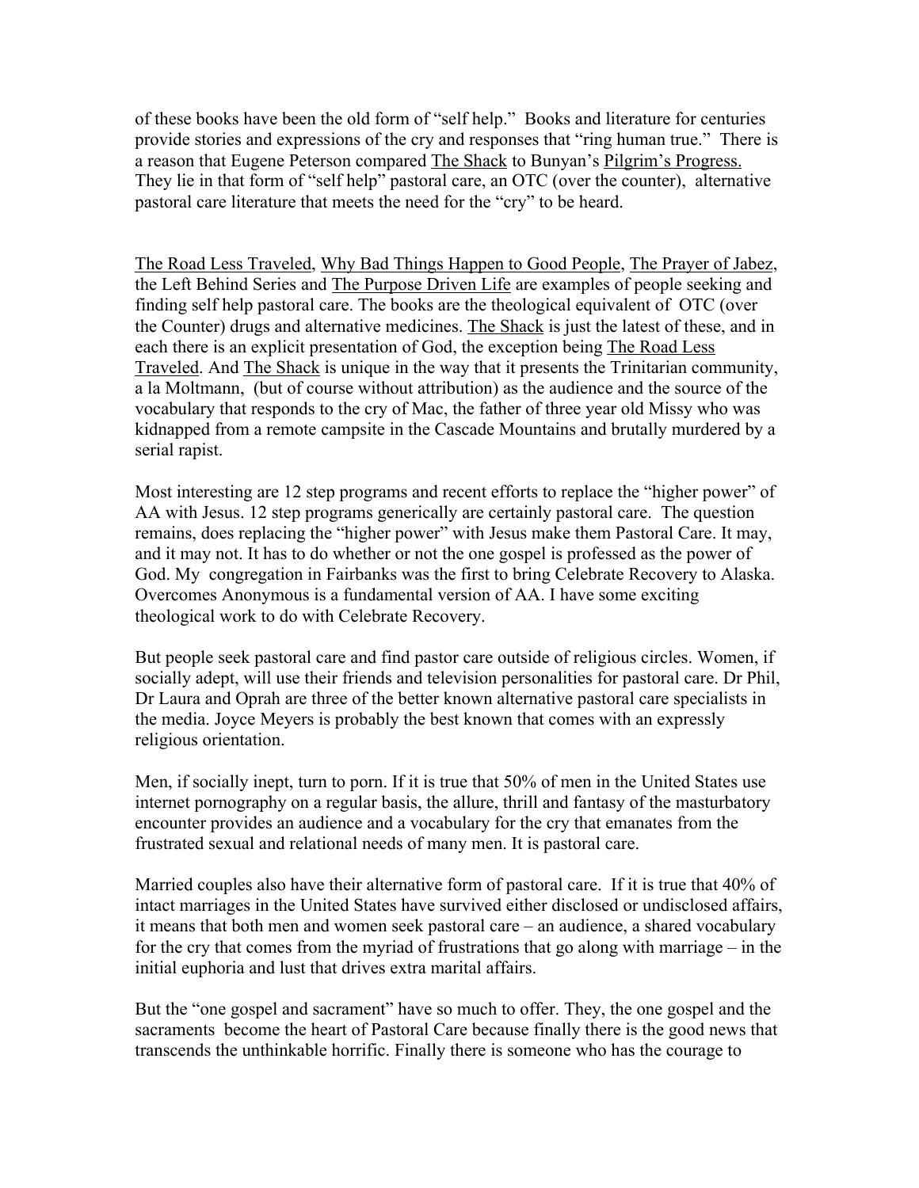of these books have been the old form of "self help." Books and literature for centuries provide stories and expressions of the cry and responses that "ring human true." There is a reason that Eugene Peterson compared The Shack to Bunyan's Pilgrim's Progress. They lie in that form of "self help" pastoral care, an OTC (over the counter), alternative pastoral care literature that meets the need for the "cry" to be heard.

The Road Less Traveled, Why Bad Things Happen to Good People, The Prayer of Jabez, the Left Behind Series and The Purpose Driven Life are examples of people seeking and finding self help pastoral care. The books are the theological equivalent of OTC (over the Counter) drugs and alternative medicines. The Shack is just the latest of these, and in each there is an explicit presentation of God, the exception being The Road Less Traveled. And The Shack is unique in the way that it presents the Trinitarian community, a la Moltmann, (but of course without attribution) as the audience and the source of the vocabulary that responds to the cry of Mac, the father of three year old Missy who was kidnapped from a remote campsite in the Cascade Mountains and brutally murdered by a serial rapist.

Most interesting are 12 step programs and recent efforts to replace the "higher power" of AA with Jesus. 12 step programs generically are certainly pastoral care. The question remains, does replacing the "higher power" with Jesus make them Pastoral Care. It may, and it may not. It has to do whether or not the one gospel is professed as the power of God. My congregation in Fairbanks was the first to bring Celebrate Recovery to Alaska. Overcomes Anonymous is a fundamental version of AA. I have some exciting theological work to do with Celebrate Recovery.

But people seek pastoral care and find pastor care outside of religious circles. Women, if socially adept, will use their friends and television personalities for pastoral care. Dr Phil, Dr Laura and Oprah are three of the better known alternative pastoral care specialists in the media. Joyce Meyers is probably the best known that comes with an expressly religious orientation.

Men, if socially inept, turn to porn. If it is true that 50% of men in the United States use internet pornography on a regular basis, the allure, thrill and fantasy of the masturbatory encounter provides an audience and a vocabulary for the cry that emanates from the frustrated sexual and relational needs of many men. It is pastoral care.

Married couples also have their alternative form of pastoral care. If it is true that 40% of intact marriages in the United States have survived either disclosed or undisclosed affairs, it means that both men and women seek pastoral care – an audience, a shared vocabulary for the cry that comes from the myriad of frustrations that go along with marriage – in the initial euphoria and lust that drives extra marital affairs.

But the "one gospel and sacrament" have so much to offer. They, the one gospel and the sacraments become the heart of Pastoral Care because finally there is the good news that transcends the unthinkable horrific. Finally there is someone who has the courage to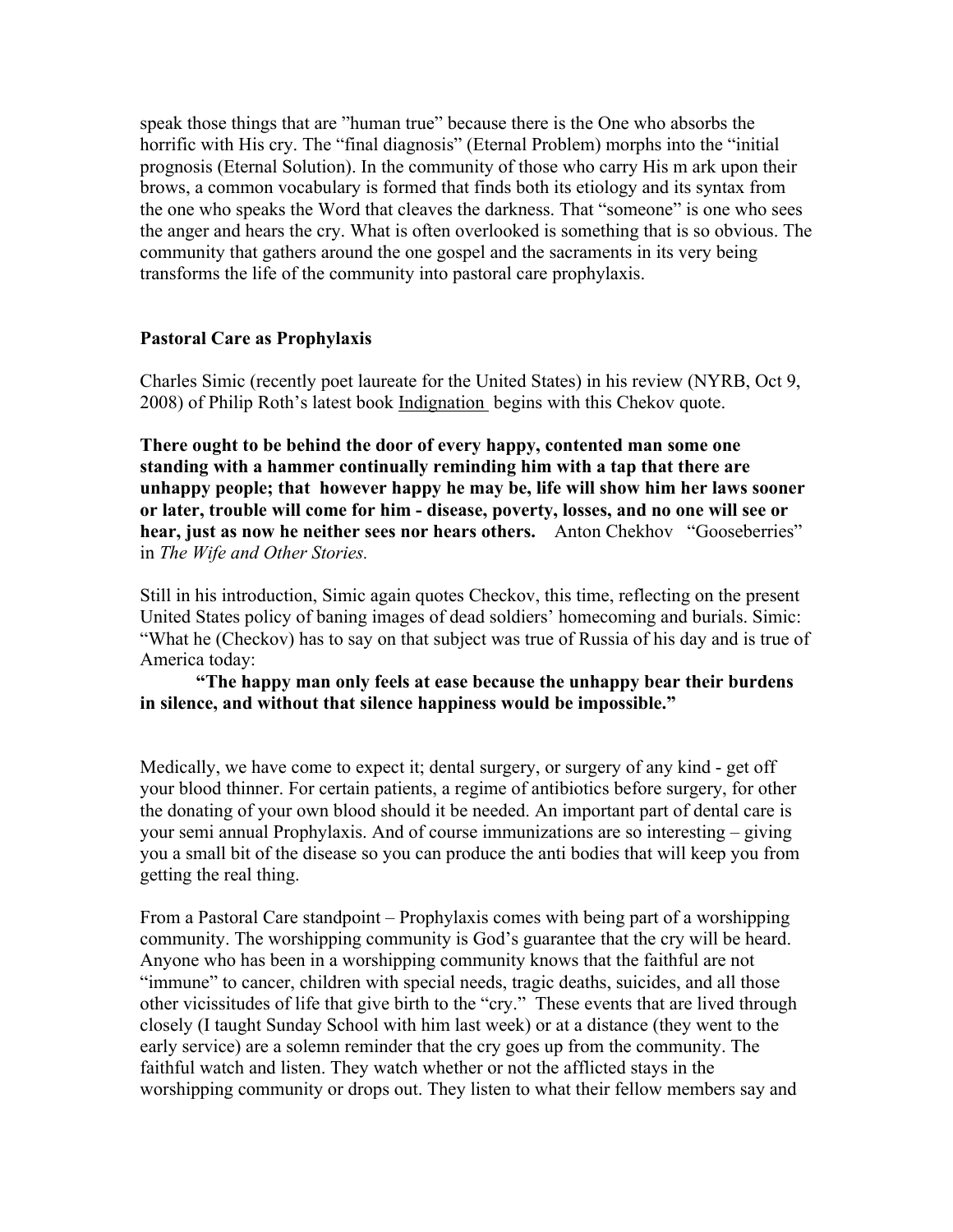speak those things that are "human true" because there is the One who absorbs the horrific with His cry. The "final diagnosis" (Eternal Problem) morphs into the "initial prognosis (Eternal Solution). In the community of those who carry His m ark upon their brows, a common vocabulary is formed that finds both its etiology and its syntax from the one who speaks the Word that cleaves the darkness. That "someone" is one who sees the anger and hears the cry. What is often overlooked is something that is so obvious. The community that gathers around the one gospel and the sacraments in its very being transforms the life of the community into pastoral care prophylaxis.

**Pastoral Care as Prophylaxis**

Charles Simic (recently poet laureate for the United States) in his review (NYRB, Oct 9, 2008) of Philip Roth's latest book Indignation begins with this Chekov quote.

**There ought to be behind the door of every happy, contented man some one standing with a hammer continually reminding him with a tap that there are unhappy people; that however happy he may be, life will show him her laws sooner or later, trouble will come for him - disease, poverty, losses, and no one will see or hear, just as now he neither sees nor hears others.** Anton Chekhov "Gooseberries" in *The Wife and Other Stories.*

Still in his introduction, Simic again quotes Checkov, this time, reflecting on the present United States policy of baning images of dead soldiers' homecoming and burials. Simic: "What he (Checkov) has to say on that subject was true of Russia of his day and is true of America today:

**"The happy man only feels at ease because the unhappy bear their burdens in silence, and without that silence happiness would be impossible."**

Medically, we have come to expect it; dental surgery, or surgery of any kind - get off your blood thinner. For certain patients, a regime of antibiotics before surgery, for other the donating of your own blood should it be needed. An important part of dental care is your semi annual Prophylaxis. And of course immunizations are so interesting – giving you a small bit of the disease so you can produce the anti bodies that will keep you from getting the real thing.

From a Pastoral Care standpoint – Prophylaxis comes with being part of a worshipping community. The worshipping community is God's guarantee that the cry will be heard. Anyone who has been in a worshipping community knows that the faithful are not "immune" to cancer, children with special needs, tragic deaths, suicides, and all those other vicissitudes of life that give birth to the "cry." These events that are lived through closely (I taught Sunday School with him last week) or at a distance (they went to the early service) are a solemn reminder that the cry goes up from the community. The faithful watch and listen. They watch whether or not the afflicted stays in the worshipping community or drops out. They listen to what their fellow members say and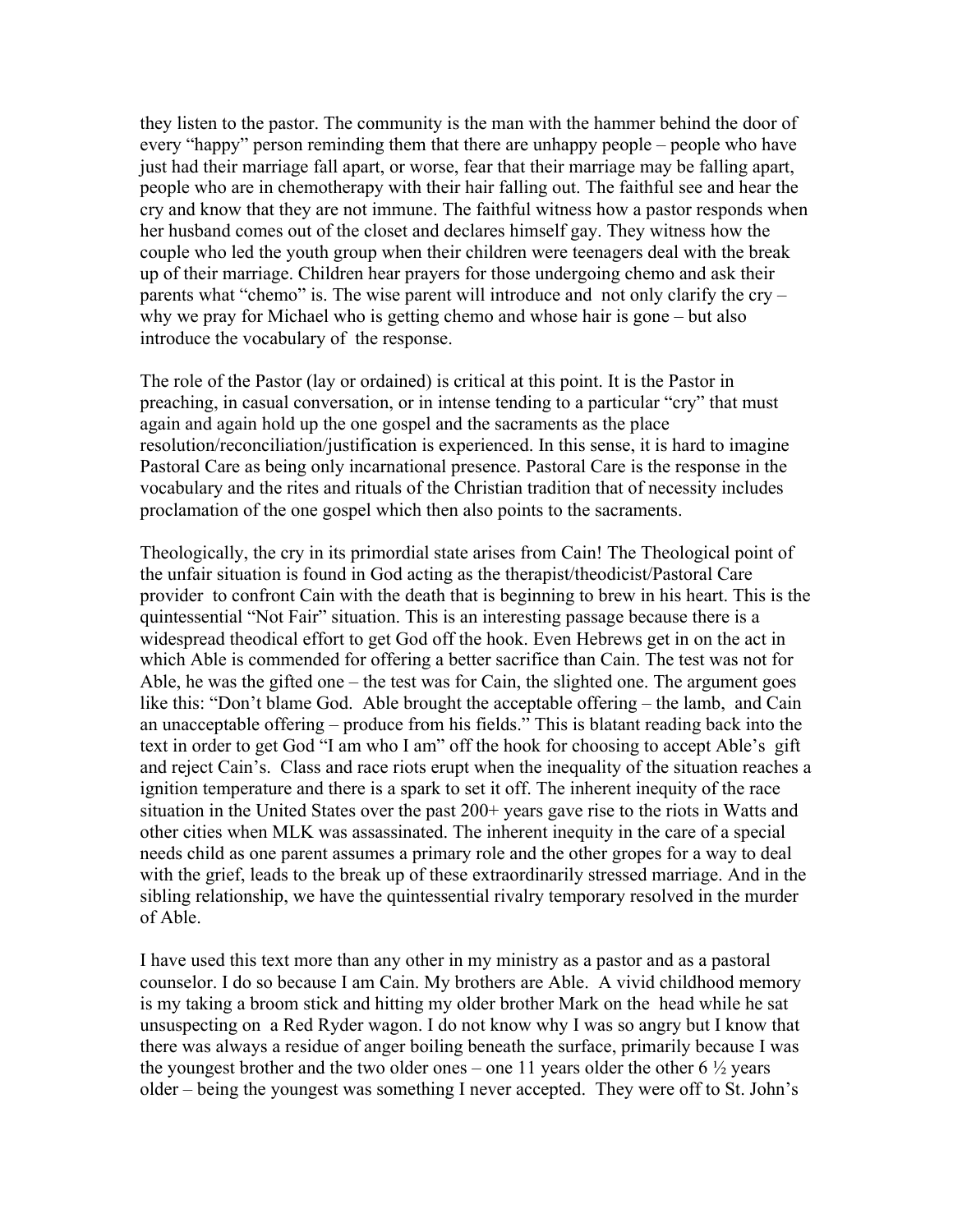they listen to the pastor. The community is the man with the hammer behind the door of every "happy" person reminding them that there are unhappy people – people who have just had their marriage fall apart, or worse, fear that their marriage may be falling apart, people who are in chemotherapy with their hair falling out. The faithful see and hear the cry and know that they are not immune. The faithful witness how a pastor responds when her husband comes out of the closet and declares himself gay. They witness how the couple who led the youth group when their children were teenagers deal with the break up of their marriage. Children hear prayers for those undergoing chemo and ask their parents what "chemo" is. The wise parent will introduce and not only clarify the cry – why we pray for Michael who is getting chemo and whose hair is gone – but also introduce the vocabulary of the response.

The role of the Pastor (lay or ordained) is critical at this point. It is the Pastor in preaching, in casual conversation, or in intense tending to a particular "cry" that must again and again hold up the one gospel and the sacraments as the place resolution/reconciliation/justification is experienced. In this sense, it is hard to imagine Pastoral Care as being only incarnational presence. Pastoral Care is the response in the vocabulary and the rites and rituals of the Christian tradition that of necessity includes proclamation of the one gospel which then also points to the sacraments.

Theologically, the cry in its primordial state arises from Cain! The Theological point of the unfair situation is found in God acting as the therapist/theodicist/Pastoral Care provider to confront Cain with the death that is beginning to brew in his heart. This is the quintessential "Not Fair" situation. This is an interesting passage because there is a widespread theodical effort to get God off the hook. Even Hebrews get in on the act in which Able is commended for offering a better sacrifice than Cain. The test was not for Able, he was the gifted one – the test was for Cain, the slighted one. The argument goes like this: "Don't blame God. Able brought the acceptable offering – the lamb, and Cain an unacceptable offering – produce from his fields." This is blatant reading back into the text in order to get God "I am who I am" off the hook for choosing to accept Able's gift and reject Cain's. Class and race riots erupt when the inequality of the situation reaches a ignition temperature and there is a spark to set it off. The inherent inequity of the race situation in the United States over the past 200+ years gave rise to the riots in Watts and other cities when MLK was assassinated. The inherent inequity in the care of a special needs child as one parent assumes a primary role and the other gropes for a way to deal with the grief, leads to the break up of these extraordinarily stressed marriage. And in the sibling relationship, we have the quintessential rivalry temporary resolved in the murder of Able.

I have used this text more than any other in my ministry as a pastor and as a pastoral counselor. I do so because I am Cain. My brothers are Able. A vivid childhood memory is my taking a broom stick and hitting my older brother Mark on the head while he sat unsuspecting on a Red Ryder wagon. I do not know why I was so angry but I know that there was always a residue of anger boiling beneath the surface, primarily because I was the youngest brother and the two older ones – one 11 years older the other 6 ½ years older – being the youngest was something I never accepted. They were off to St. John's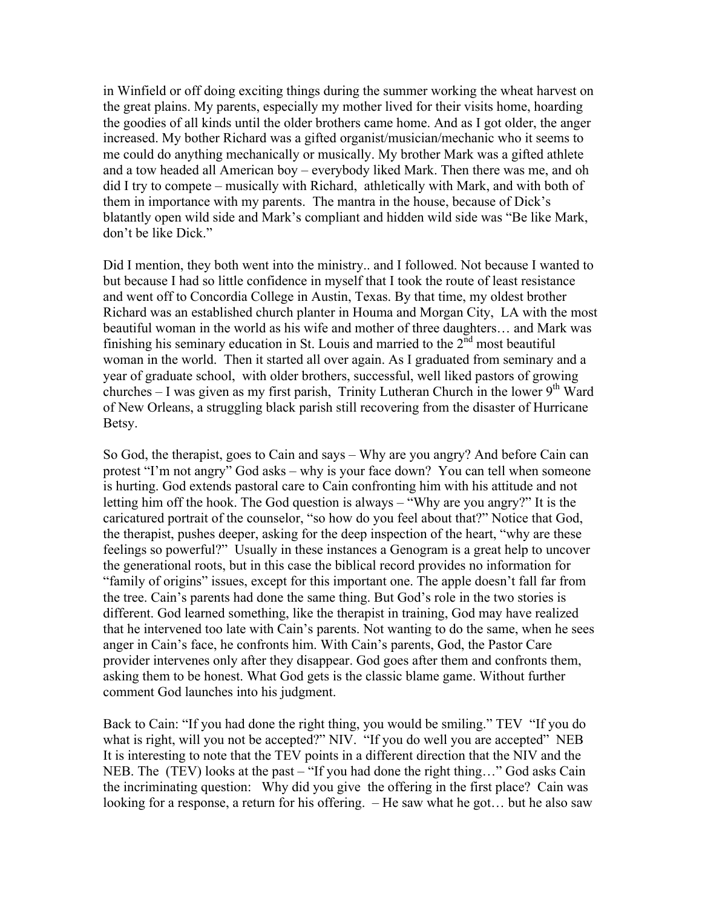in Winfield or off doing exciting things during the summer working the wheat harvest on the great plains. My parents, especially my mother lived for their visits home, hoarding the goodies of all kinds until the older brothers came home. And as I got older, the anger increased. My bother Richard was a gifted organist/musician/mechanic who it seems to me could do anything mechanically or musically. My brother Mark was a gifted athlete and a tow headed all American boy – everybody liked Mark. Then there was me, and oh did I try to compete – musically with Richard, athletically with Mark, and with both of them in importance with my parents. The mantra in the house, because of Dick's blatantly open wild side and Mark's compliant and hidden wild side was "Be like Mark, don't be like Dick."

Did I mention, they both went into the ministry.. and I followed. Not because I wanted to but because I had so little confidence in myself that I took the route of least resistance and went off to Concordia College in Austin, Texas. By that time, my oldest brother Richard was an established church planter in Houma and Morgan City, LA with the most beautiful woman in the world as his wife and mother of three daughters… and Mark was finishing his seminary education in St. Louis and married to the 2nd most beautiful woman in the world. Then it started all over again. As I graduated from seminary and a year of graduate school, with older brothers, successful, well liked pastors of growing churches – I was given as my first parish, Trinity Lutheran Church in the lower 9th Ward of New Orleans, a struggling black parish still recovering from the disaster of Hurricane Betsy.

So God, the therapist, goes to Cain and says – Why are you angry? And before Cain can protest "I'm not angry" God asks – why is your face down? You can tell when someone is hurting. God extends pastoral care to Cain confronting him with his attitude and not letting him off the hook. The God question is always – "Why are you angry?" It is the caricatured portrait of the counselor, "so how do you feel about that?" Notice that God, the therapist, pushes deeper, asking for the deep inspection of the heart, "why are these feelings so powerful?" Usually in these instances a Genogram is a great help to uncover the generational roots, but in this case the biblical record provides no information for "family of origins" issues, except for this important one. The apple doesn't fall far from the tree. Cain's parents had done the same thing. But God's role in the two stories is different. God learned something, like the therapist in training, God may have realized that he intervened too late with Cain's parents. Not wanting to do the same, when he sees anger in Cain's face, he confronts him. With Cain's parents, God, the Pastor Care provider intervenes only after they disappear. God goes after them and confronts them, asking them to be honest. What God gets is the classic blame game. Without further comment God launches into his judgment.

Back to Cain: "If you had done the right thing, you would be smiling." TEV "If you do what is right, will you not be accepted?" NIV. "If you do well you are accepted" NEB It is interesting to note that the TEV points in a different direction that the NIV and the NEB. The (TEV) looks at the past – "If you had done the right thing…" God asks Cain the incriminating question: Why did you give the offering in the first place? Cain was looking for a response, a return for his offering. – He saw what he got… but he also saw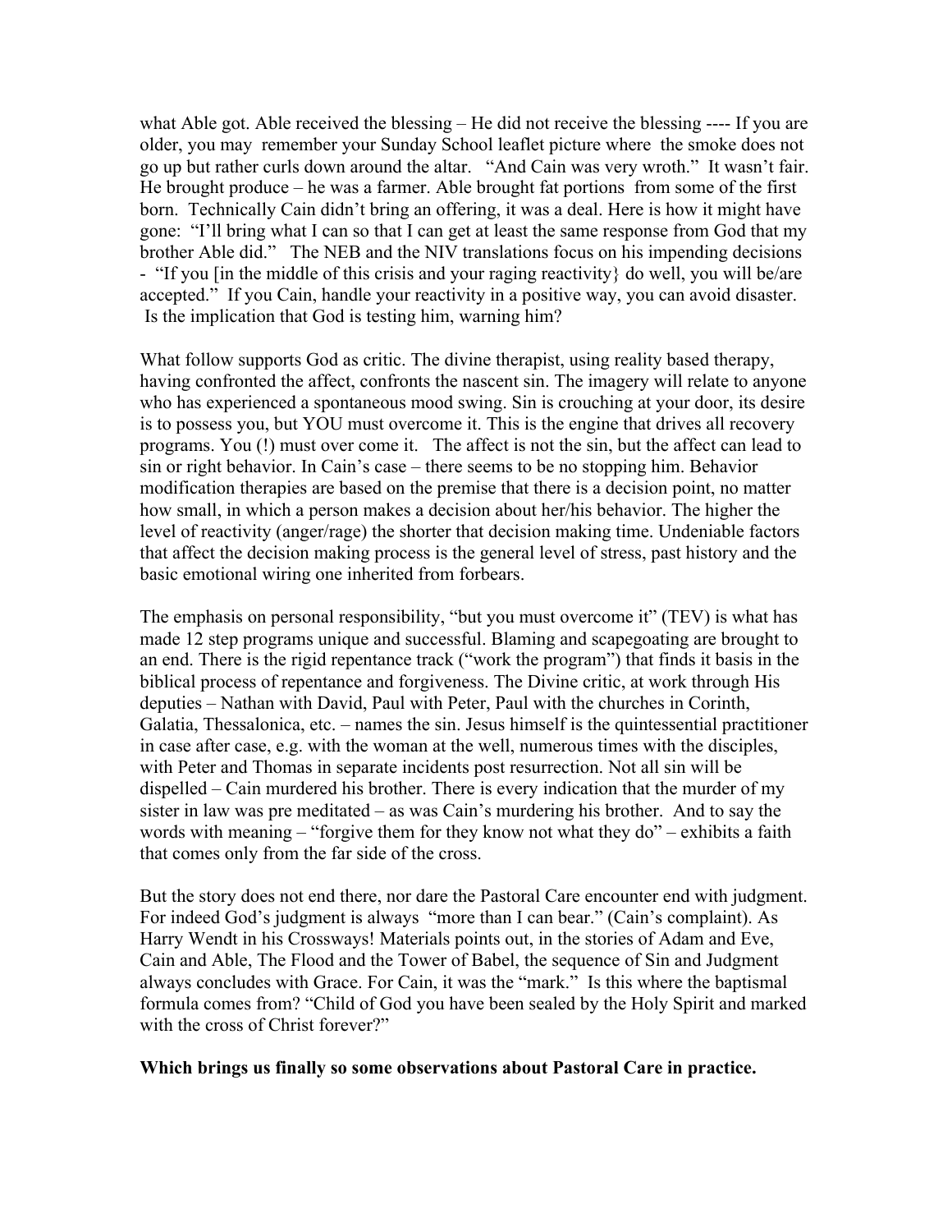what Able got. Able received the blessing – He did not receive the blessing ---- If you are older, you may remember your Sunday School leaflet picture where the smoke does not go up but rather curls down around the altar. "And Cain was very wroth." It wasn't fair. He brought produce – he was a farmer. Able brought fat portions from some of the first born. Technically Cain didn't bring an offering, it was a deal. Here is how it might have gone: "I'll bring what I can so that I can get at least the same response from God that my brother Able did." The NEB and the NIV translations focus on his impending decisions - "If you [in the middle of this crisis and your raging reactivity} do well, you will be/are accepted." If you Cain, handle your reactivity in a positive way, you can avoid disaster. Is the implication that God is testing him, warning him?

What follow supports God as critic. The divine therapist, using reality based therapy, having confronted the affect, confronts the nascent sin. The imagery will relate to anyone who has experienced a spontaneous mood swing. Sin is crouching at your door, its desire is to possess you, but YOU must overcome it. This is the engine that drives all recovery programs. You (!) must over come it. The affect is not the sin, but the affect can lead to sin or right behavior. In Cain's case – there seems to be no stopping him. Behavior modification therapies are based on the premise that there is a decision point, no matter how small, in which a person makes a decision about her/his behavior. The higher the level of reactivity (anger/rage) the shorter that decision making time. Undeniable factors that affect the decision making process is the general level of stress, past history and the basic emotional wiring one inherited from forbears.

The emphasis on personal responsibility, "but you must overcome it" (TEV) is what has made 12 step programs unique and successful. Blaming and scapegoating are brought to an end. There is the rigid repentance track ("work the program") that finds it basis in the biblical process of repentance and forgiveness. The Divine critic, at work through His deputies – Nathan with David, Paul with Peter, Paul with the churches in Corinth, Galatia, Thessalonica, etc. – names the sin. Jesus himself is the quintessential practitioner in case after case, e.g. with the woman at the well, numerous times with the disciples, with Peter and Thomas in separate incidents post resurrection. Not all sin will be dispelled – Cain murdered his brother. There is every indication that the murder of my sister in law was pre meditated – as was Cain's murdering his brother. And to say the words with meaning – "forgive them for they know not what they do" – exhibits a faith that comes only from the far side of the cross.

But the story does not end there, nor dare the Pastoral Care encounter end with judgment. For indeed God's judgment is always "more than I can bear." (Cain's complaint). As Harry Wendt in his Crossways! Materials points out, in the stories of Adam and Eve, Cain and Able, The Flood and the Tower of Babel, the sequence of Sin and Judgment always concludes with Grace. For Cain, it was the "mark." Is this where the baptismal formula comes from? "Child of God you have been sealed by the Holy Spirit and marked with the cross of Christ forever?"

**Which brings us finally so some observations about Pastoral Care in practice.**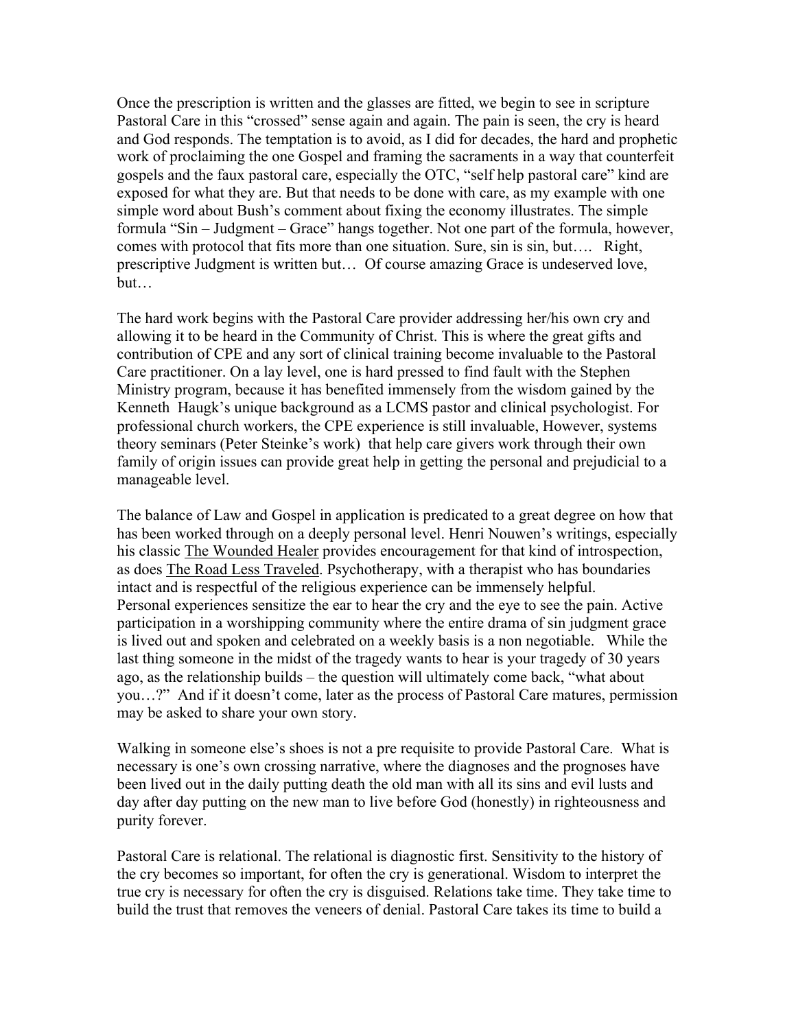Once the prescription is written and the glasses are fitted, we begin to see in scripture Pastoral Care in this "crossed" sense again and again. The pain is seen, the cry is heard and God responds. The temptation is to avoid, as I did for decades, the hard and prophetic work of proclaiming the one Gospel and framing the sacraments in a way that counterfeit gospels and the faux pastoral care, especially the OTC, "self help pastoral care" kind are exposed for what they are. But that needs to be done with care, as my example with one simple word about Bush's comment about fixing the economy illustrates. The simple formula "Sin – Judgment – Grace" hangs together. Not one part of the formula, however, comes with protocol that fits more than one situation. Sure, sin is sin, but…. Right, prescriptive Judgment is written but… Of course amazing Grace is undeserved love, but…

The hard work begins with the Pastoral Care provider addressing her/his own cry and allowing it to be heard in the Community of Christ. This is where the great gifts and contribution of CPE and any sort of clinical training become invaluable to the Pastoral Care practitioner. On a lay level, one is hard pressed to find fault with the Stephen Ministry program, because it has benefited immensely from the wisdom gained by the Kenneth Haugk's unique background as a LCMS pastor and clinical psychologist. For professional church workers, the CPE experience is still invaluable, However, systems theory seminars (Peter Steinke's work) that help care givers work through their own family of origin issues can provide great help in getting the personal and prejudicial to a manageable level.

The balance of Law and Gospel in application is predicated to a great degree on how that has been worked through on a deeply personal level. Henri Nouwen's writings, especially his classic <u>The Wounded Healer</u> provides encouragement for that kind of introspection, as does <u>The Road Less Traveled</u>. Psychotherapy, with a therapist who has boundaries intact and is respectful of the religious experience can be immensely helpful. Personal experiences sensitize the ear to hear the cry and the eye to see the pain. Active participation in a worshipping community where the entire drama of sin judgment grace is lived out and spoken and celebrated on a weekly basis is a non negotiable. While the last thing someone in the midst of the tragedy wants to hear is your tragedy of 30 years ago, as the relationship builds – the question will ultimately come back, "what about you…?" And if it doesn't come, later as the process of Pastoral Care matures, permission may be asked to share your own story.

Walking in someone else's shoes is not a pre requisite to provide Pastoral Care. What is necessary is one's own crossing narrative, where the diagnoses and the prognoses have been lived out in the daily putting death the old man with all its sins and evil lusts and day after day putting on the new man to live before God (honestly) in righteousness and purity forever.

Pastoral Care is relational. The relational is diagnostic first. Sensitivity to the history of the cry becomes so important, for often the cry is generational. Wisdom to interpret the true cry is necessary for often the cry is disguised. Relations take time. They take time to build the trust that removes the veneers of denial. Pastoral Care takes its time to build a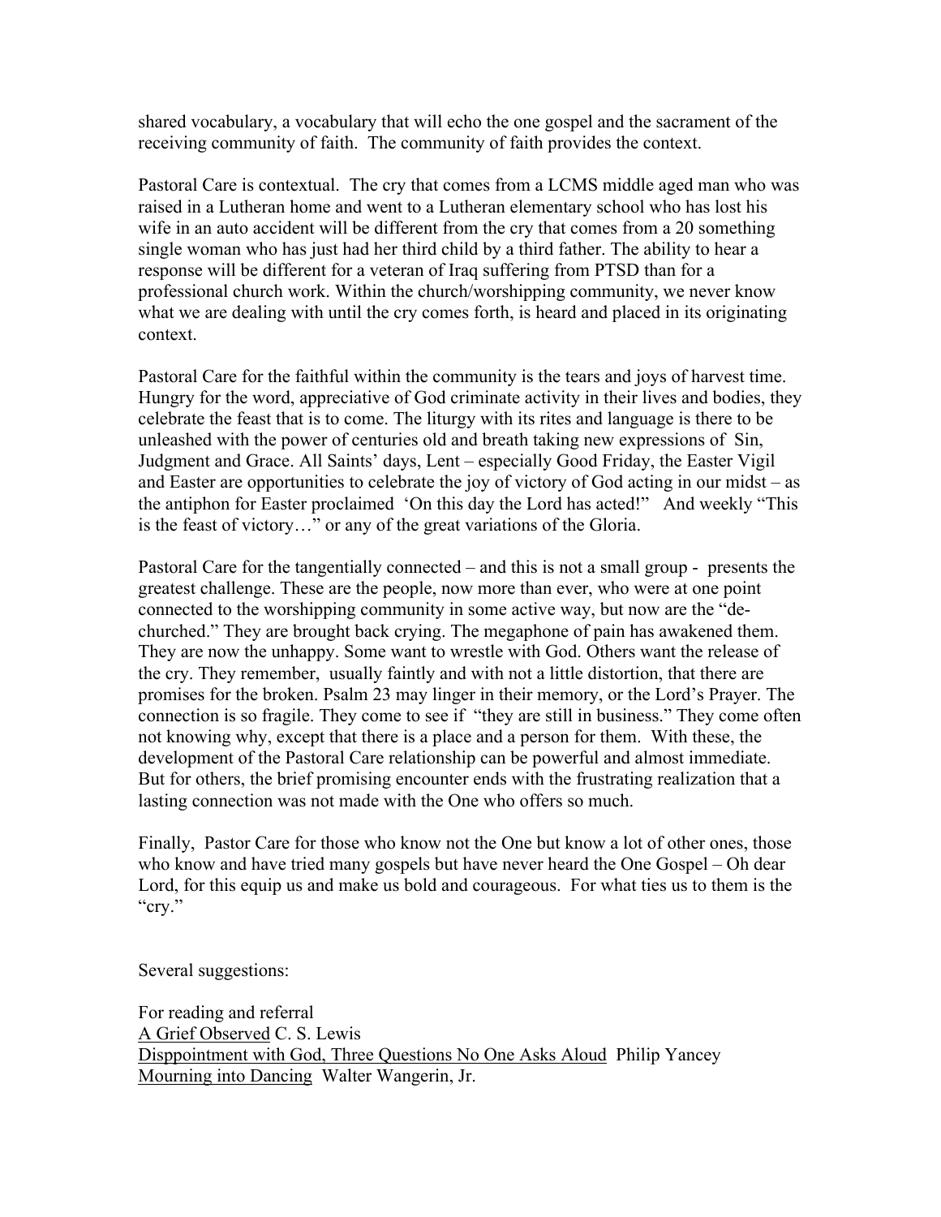shared vocabulary, a vocabulary that will echo the one gospel and the sacrament of the receiving community of faith. The community of faith provides the context.

Pastoral Care is contextual. The cry that comes from a LCMS middle aged man who was raised in a Lutheran home and went to a Lutheran elementary school who has lost his wife in an auto accident will be different from the cry that comes from a 20 something single woman who has just had her third child by a third father. The ability to hear a response will be different for a veteran of Iraq suffering from PTSD than for a professional church work. Within the church/worshipping community, we never know what we are dealing with until the cry comes forth, is heard and placed in its originating context.

Pastoral Care for the faithful within the community is the tears and joys of harvest time. Hungry for the word, appreciative of God criminate activity in their lives and bodies, they celebrate the feast that is to come. The liturgy with its rites and language is there to be unleashed with the power of centuries old and breath taking new expressions of Sin, Judgment and Grace. All Saints' days, Lent – especially Good Friday, the Easter Vigil and Easter are opportunities to celebrate the joy of victory of God acting in our midst – as the antiphon for Easter proclaimed 'On this day the Lord has acted!" And weekly "This is the feast of victory…" or any of the great variations of the Gloria.

Pastoral Care for the tangentially connected – and this is not a small group - presents the greatest challenge. These are the people, now more than ever, who were at one point connected to the worshipping community in some active way, but now are the "de-churched." They are brought back crying. The megaphone of pain has awakened them. They are now the unhappy. Some want to wrestle with God. Others want the release of the cry. They remember, usually faintly and with not a little distortion, that there are promises for the broken. Psalm 23 may linger in their memory, or the Lord's Prayer. The connection is so fragile. They come to see if "they are still in business." They come often not knowing why, except that there is a place and a person for them. With these, the development of the Pastoral Care relationship can be powerful and almost immediate. But for others, the brief promising encounter ends with the frustrating realization that a lasting connection was not made with the One who offers so much.

Finally, Pastor Care for those who know not the One but know a lot of other ones, those who know and have tried many gospels but have never heard the One Gospel – Oh dear Lord, for this equip us and make us bold and courageous. For what ties us to them is the "cry."

Several suggestions:

For reading and referral

<u>A Grief Observed</u> C. S. Lewis
<u>Disppointment with God, Three Questions No One Asks Aloud</u> Philip Yancey
<u>Mourning into Dancing</u> Walter Wangerin, Jr.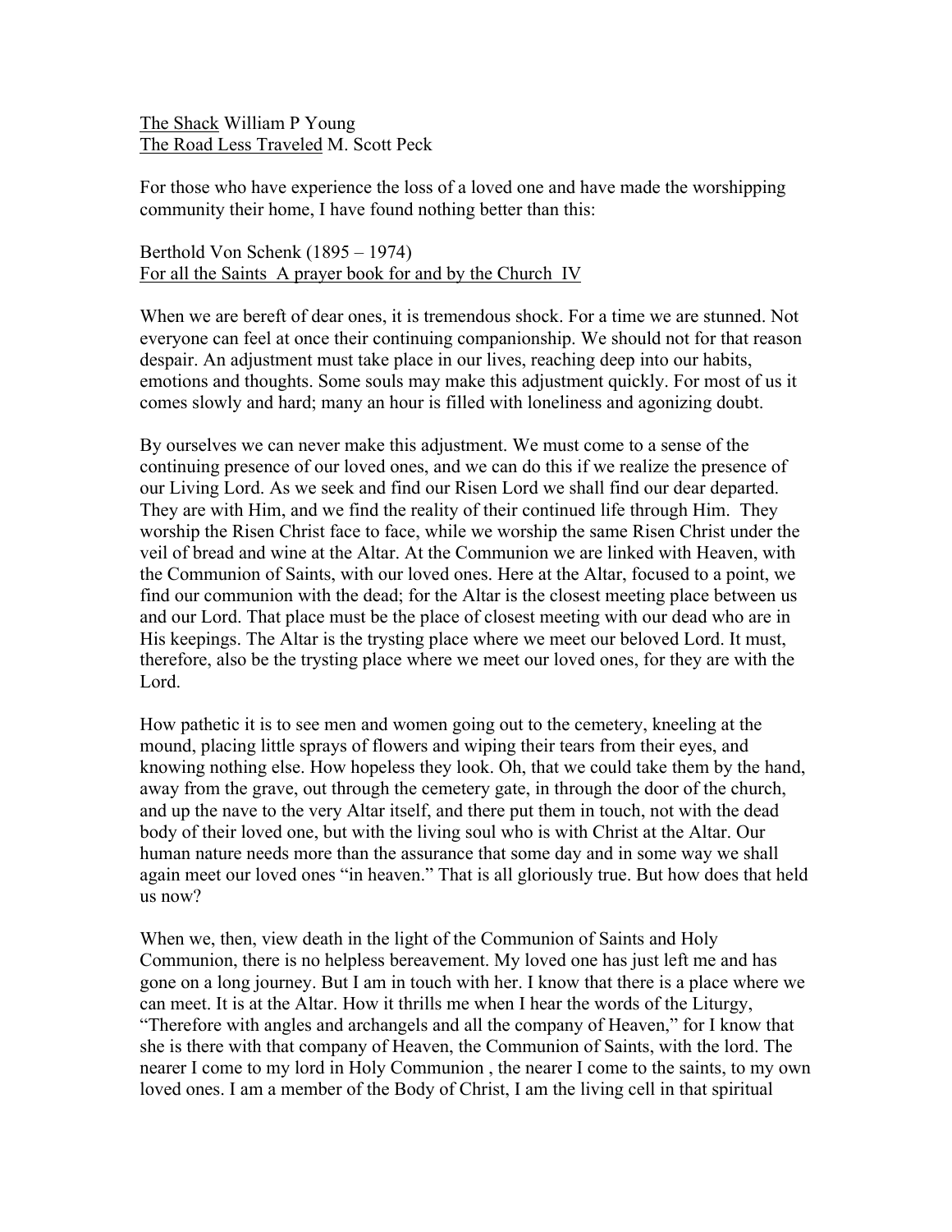<u>The Shack</u> William P Young
<u>The Road Less Traveled</u> M. Scott Peck

For those who have experience the loss of a loved one and have made the worshipping community their home, I have found nothing better than this:

Berthold Von Schenk (1895 – 1974)
<u>For all the Saints  A prayer book for and by the Church  IV</u>

When we are bereft of dear ones, it is tremendous shock. For a time we are stunned. Not everyone can feel at once their continuing companionship. We should not for that reason despair. An adjustment must take place in our lives, reaching deep into our habits, emotions and thoughts. Some souls may make this adjustment quickly. For most of us it comes slowly and hard; many an hour is filled with loneliness and agonizing doubt.

By ourselves we can never make this adjustment. We must come to a sense of the continuing presence of our loved ones, and we can do this if we realize the presence of our Living Lord. As we seek and find our Risen Lord we shall find our dear departed. They are with Him, and we find the reality of their continued life through Him.  They worship the Risen Christ face to face, while we worship the same Risen Christ under the veil of bread and wine at the Altar. At the Communion we are linked with Heaven, with the Communion of Saints, with our loved ones. Here at the Altar, focused to a point, we find our communion with the dead; for the Altar is the closest meeting place between us and our Lord. That place must be the place of closest meeting with our dead who are in His keepings. The Altar is the trysting place where we meet our beloved Lord. It must, therefore, also be the trysting place where we meet our loved ones, for they are with the Lord.

How pathetic it is to see men and women going out to the cemetery, kneeling at the mound, placing little sprays of flowers and wiping their tears from their eyes, and knowing nothing else. How hopeless they look. Oh, that we could take them by the hand, away from the grave, out through the cemetery gate, in through the door of the church, and up the nave to the very Altar itself, and there put them in touch, not with the dead body of their loved one, but with the living soul who is with Christ at the Altar. Our human nature needs more than the assurance that some day and in some way we shall again meet our loved ones "in heaven." That is all gloriously true. But how does that held us now?

When we, then, view death in the light of the Communion of Saints and Holy Communion, there is no helpless bereavement. My loved one has just left me and has gone on a long journey. But I am in touch with her. I know that there is a place where we can meet. It is at the Altar. How it thrills me when I hear the words of the Liturgy, "Therefore with angles and archangels and all the company of Heaven," for I know that she is there with that company of Heaven, the Communion of Saints, with the lord. The nearer I come to my lord in Holy Communion , the nearer I come to the saints, to my own loved ones. I am a member of the Body of Christ, I am the living cell in that spiritual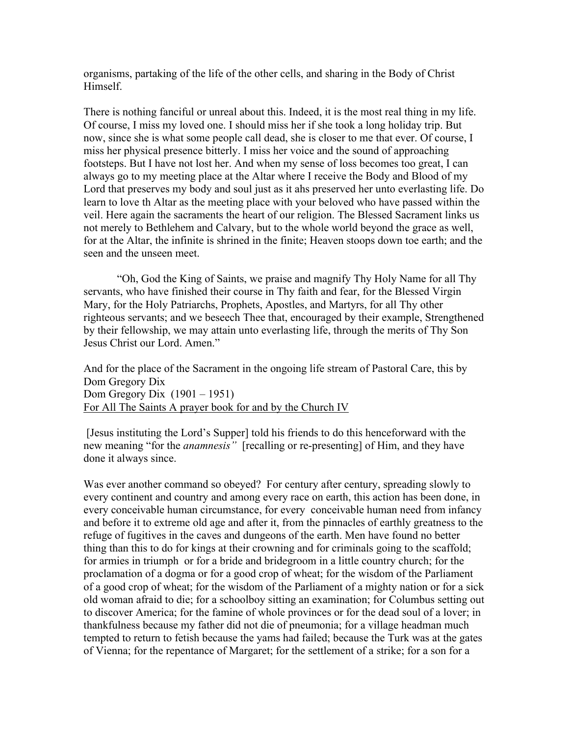organisms, partaking of the life of the other cells, and sharing in the Body of Christ Himself.

There is nothing fanciful or unreal about this. Indeed, it is the most real thing in my life. Of course, I miss my loved one. I should miss her if she took a long holiday trip. But now, since she is what some people call dead, she is closer to me that ever. Of course, I miss her physical presence bitterly. I miss her voice and the sound of approaching footsteps. But I have not lost her. And when my sense of loss becomes too great, I can always go to my meeting place at the Altar where I receive the Body and Blood of my Lord that preserves my body and soul just as it ahs preserved her unto everlasting life. Do learn to love th Altar as the meeting place with your beloved who have passed within the veil. Here again the sacraments the heart of our religion. The Blessed Sacrament links us not merely to Bethlehem and Calvary, but to the whole world beyond the grace as well, for at the Altar, the infinite is shrined in the finite; Heaven stoops down toe earth; and the seen and the unseen meet.

"Oh, God the King of Saints, we praise and magnify Thy Holy Name for all Thy servants, who have finished their course in Thy faith and fear, for the Blessed Virgin Mary, for the Holy Patriarchs, Prophets, Apostles, and Martyrs, for all Thy other righteous servants; and we beseech Thee that, encouraged by their example, Strengthened by their fellowship, we may attain unto everlasting life, through the merits of Thy Son Jesus Christ our Lord. Amen."

And for the place of the Sacrament in the ongoing life stream of Pastoral Care, this by Dom Gregory Dix
Dom Gregory Dix (1901 – 1951)
For All The Saints A prayer book for and by the Church IV

[Jesus instituting the Lord's Supper] told his friends to do this henceforward with the new meaning "for the *anamnesis"* [recalling or re-presenting] of Him, and they have done it always since.

Was ever another command so obeyed? For century after century, spreading slowly to every continent and country and among every race on earth, this action has been done, in every conceivable human circumstance, for every conceivable human need from infancy and before it to extreme old age and after it, from the pinnacles of earthly greatness to the refuge of fugitives in the caves and dungeons of the earth. Men have found no better thing than this to do for kings at their crowning and for criminals going to the scaffold; for armies in triumph or for a bride and bridegroom in a little country church; for the proclamation of a dogma or for a good crop of wheat; for the wisdom of the Parliament of a good crop of wheat; for the wisdom of the Parliament of a mighty nation or for a sick old woman afraid to die; for a schoolboy sitting an examination; for Columbus setting out to discover America; for the famine of whole provinces or for the dead soul of a lover; in thankfulness because my father did not die of pneumonia; for a village headman much tempted to return to fetish because the yams had failed; because the Turk was at the gates of Vienna; for the repentance of Margaret; for the settlement of a strike; for a son for a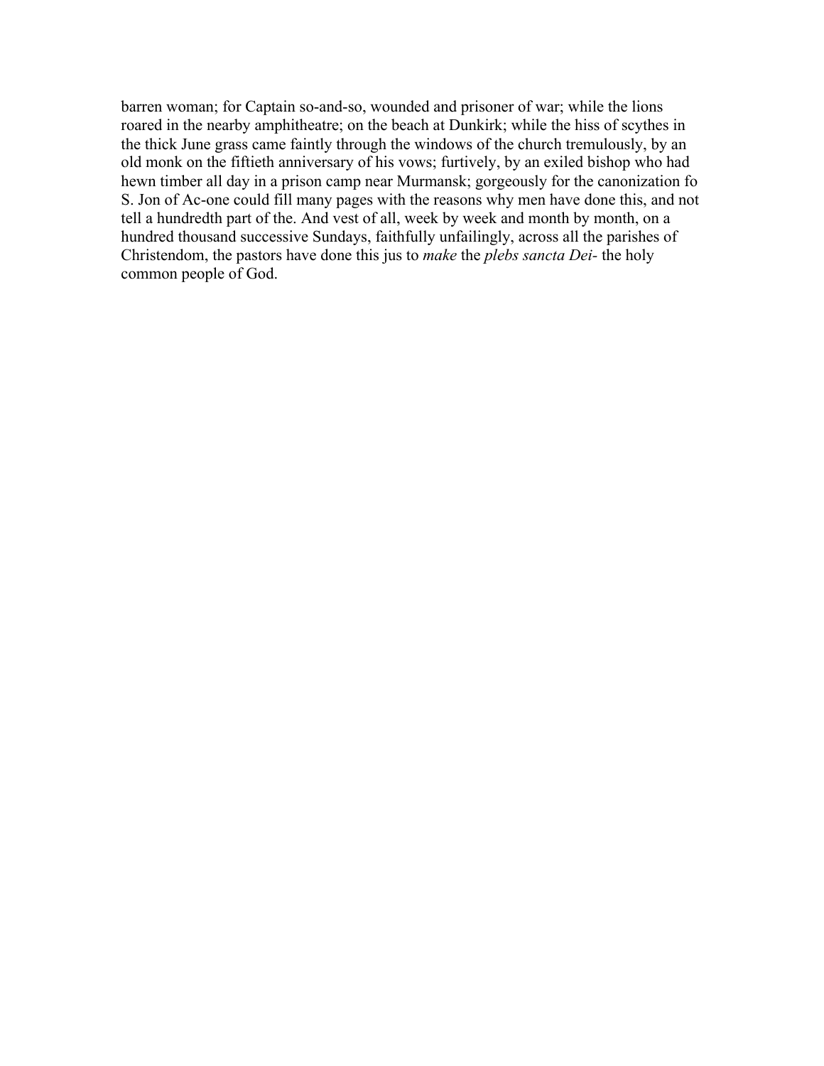barren woman; for Captain so-and-so, wounded and prisoner of war; while the lions roared in the nearby amphitheatre; on the beach at Dunkirk; while the hiss of scythes in the thick June grass came faintly through the windows of the church tremulously, by an old monk on the fiftieth anniversary of his vows; furtively, by an exiled bishop who had hewn timber all day in a prison camp near Murmansk; gorgeously for the canonization fo S. Jon of Ac-one could fill many pages with the reasons why men have done this, and not tell a hundredth part of the. And vest of all, week by week and month by month, on a hundred thousand successive Sundays, faithfully unfailingly, across all the parishes of Christendom, the pastors have done this jus to *make* the *plebs sancta Dei*- the holy common people of God.